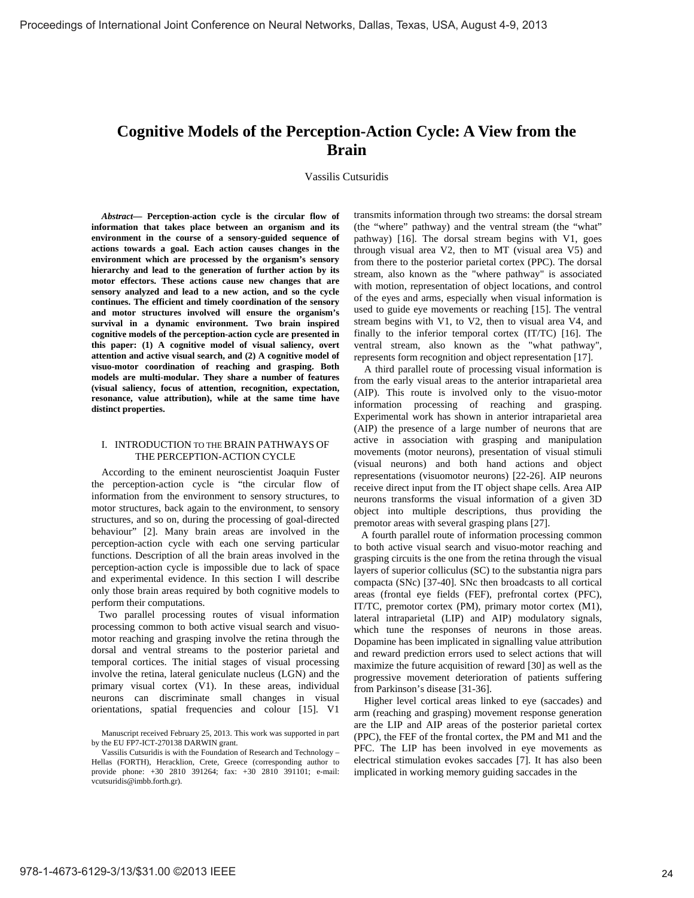# Cognitive Models of the Perception-Action Cycle: A View from the Brain

Vassilis Cutsuridis

***Abstract*— Perception-action cycle is the circular flow of information that takes place between an organism and its environment in the course of a sensory-guided sequence of actions towards a goal. Each action causes changes in the environment which are processed by the organism's sensory hierarchy and lead to the generation of further action by its motor effectors. These actions cause new changes that are sensory analyzed and lead to a new action, and so the cycle continues. The efficient and timely coordination of the sensory and motor structures involved will ensure the organism's survival in a dynamic environment. Two brain inspired cognitive models of the perception-action cycle are presented in this paper: (1) A cognitive model of visual saliency, overt attention and active visual search, and (2) A cognitive model of visuo-motor coordination of reaching and grasping. Both models are multi-modular. They share a number of features (visual saliency, focus of attention, recognition, expectation, resonance, value attribution), while at the same time have distinct properties.**

## I. Introduction to the Brain Pathways of the Perception-Action Cycle

According to the eminent neuroscientist Joaquin Fuster the perception-action cycle is "the circular flow of information from the environment to sensory structures, to motor structures, back again to the environment, to sensory structures, and so on, during the processing of goal-directed behaviour" [2]. Many brain areas are involved in the perception-action cycle with each one serving particular functions. Description of all the brain areas involved in the perception-action cycle is impossible due to lack of space and experimental evidence. In this section I will describe only those brain areas required by both cognitive models to perform their computations.

Two parallel processing routes of visual information processing common to both active visual search and visuo-motor reaching and grasping involve the retina through the dorsal and ventral streams to the posterior parietal and temporal cortices. The initial stages of visual processing involve the retina, lateral geniculate nucleus (LGN) and the primary visual cortex (V1). In these areas, individual neurons can discriminate small changes in visual orientations, spatial frequencies and colour [15]. V1 transmits information through two streams: the dorsal stream (the "where" pathway) and the ventral stream (the "what" pathway) [16]. The dorsal stream begins with V1, goes through visual area V2, then to MT (visual area V5) and from there to the posterior parietal cortex (PPC). The dorsal stream, also known as the "where pathway" is associated with motion, representation of object locations, and control of the eyes and arms, especially when visual information is used to guide eye movements or reaching [15]. The ventral stream begins with V1, to V2, then to visual area V4, and finally to the inferior temporal cortex (IT/TC) [16]. The ventral stream, also known as the "what pathway", represents form recognition and object representation [17].

A third parallel route of processing visual information is from the early visual areas to the anterior intraparietal area (AIP). This route is involved only to the visuo-motor information processing of reaching and grasping. Experimental work has shown in anterior intraparietal area (AIP) the presence of a large number of neurons that are active in association with grasping and manipulation movements (motor neurons), presentation of visual stimuli (visual neurons) and both hand actions and object representations (visuomotor neurons) [22-26]. AIP neurons receive direct input from the IT object shape cells. Area AIP neurons transforms the visual information of a given 3D object into multiple descriptions, thus providing the premotor areas with several grasping plans [27].

A fourth parallel route of information processing common to both active visual search and visuo-motor reaching and grasping circuits is the one from the retina through the visual layers of superior colliculus (SC) to the substantia nigra pars compacta (SNc) [37-40]. SNc then broadcasts to all cortical areas (frontal eye fields (FEF), prefrontal cortex (PFC), IT/TC, premotor cortex (PM), primary motor cortex (M1), lateral intraparietal (LIP) and AIP) modulatory signals, which tune the responses of neurons in those areas. Dopamine has been implicated in signalling value attribution and reward prediction errors used to select actions that will maximize the future acquisition of reward [30] as well as the progressive movement deterioration of patients suffering from Parkinson's disease [31-36].

Higher level cortical areas linked to eye (saccades) and arm (reaching and grasping) movement response generation are the LIP and AIP areas of the posterior parietal cortex (PPC), the FEF of the frontal cortex, the PM and M1 and the PFC. The LIP has been involved in eye movements as electrical stimulation evokes saccades [7]. It has also been implicated in working memory guiding saccades in the

---

Manuscript received February 25, 2013. This work was supported in part by the EU FP7-ICT-270138 DARWIN grant.

Vassilis Cutsuridis is with the Foundation of Research and Technology – Hellas (FORTH), Heracklion, Crete, Greece (corresponding author to provide phone: +30 2810 391264; fax: +30 2810 391101; e-mail: vcutsuridis@imbb.forth.gr).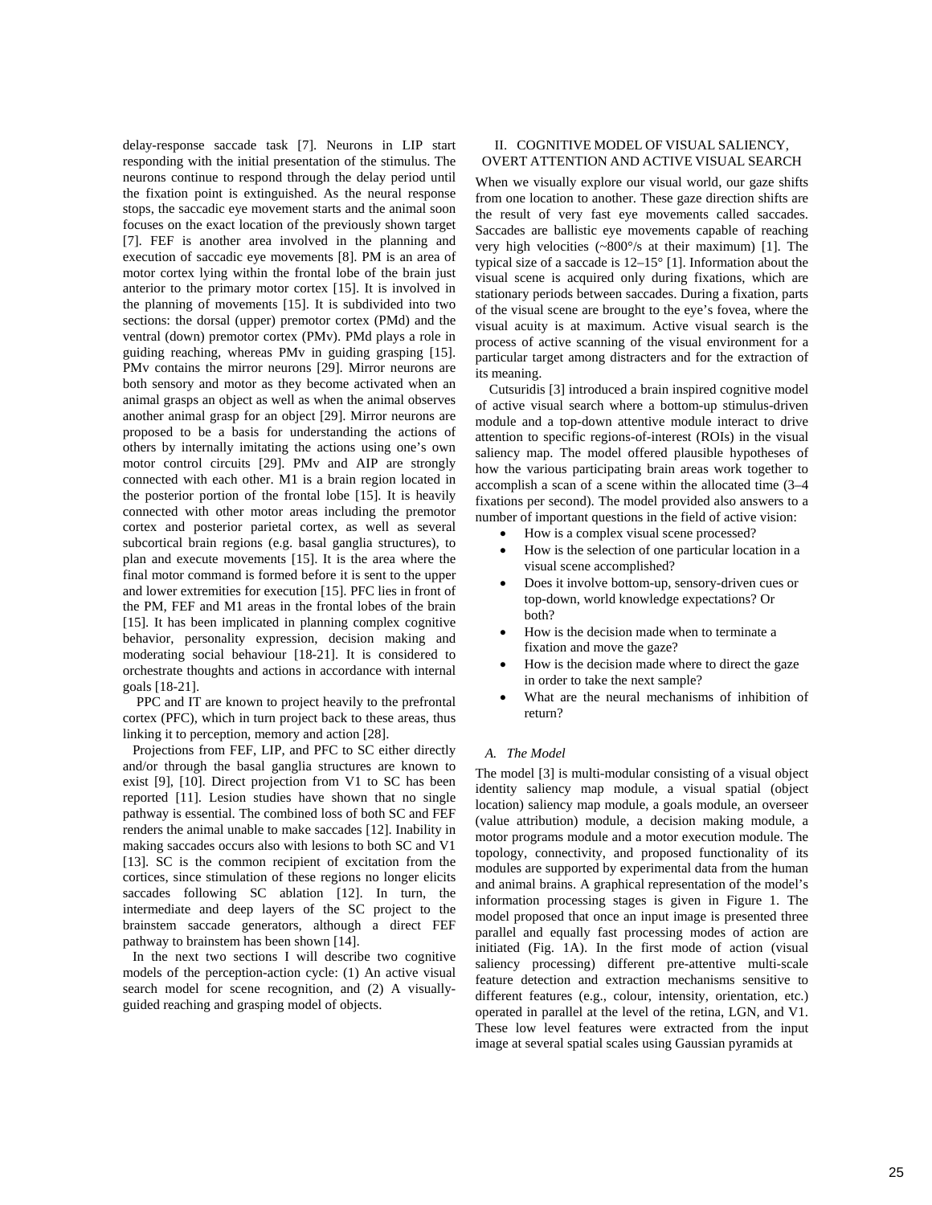delay-response saccade task [7]. Neurons in LIP start responding with the initial presentation of the stimulus. The neurons continue to respond through the delay period until the fixation point is extinguished. As the neural response stops, the saccadic eye movement starts and the animal soon focuses on the exact location of the previously shown target [7]. FEF is another area involved in the planning and execution of saccadic eye movements [8]. PM is an area of motor cortex lying within the frontal lobe of the brain just anterior to the primary motor cortex [15]. It is involved in the planning of movements [15]. It is subdivided into two sections: the dorsal (upper) premotor cortex (PMd) and the ventral (down) premotor cortex (PMv). PMd plays a role in guiding reaching, whereas PMv in guiding grasping [15]. PMv contains the mirror neurons [29]. Mirror neurons are both sensory and motor as they become activated when an animal grasps an object as well as when the animal observes another animal grasp for an object [29]. Mirror neurons are proposed to be a basis for understanding the actions of others by internally imitating the actions using one's own motor control circuits [29]. PMv and AIP are strongly connected with each other. M1 is a brain region located in the posterior portion of the frontal lobe [15]. It is heavily connected with other motor areas including the premotor cortex and posterior parietal cortex, as well as several subcortical brain regions (e.g. basal ganglia structures), to plan and execute movements [15]. It is the area where the final motor command is formed before it is sent to the upper and lower extremities for execution [15]. PFC lies in front of the PM, FEF and M1 areas in the frontal lobes of the brain [15]. It has been implicated in planning complex cognitive behavior, personality expression, decision making and moderating social behaviour [18-21]. It is considered to orchestrate thoughts and actions in accordance with internal goals [18-21].

PPC and IT are known to project heavily to the prefrontal cortex (PFC), which in turn project back to these areas, thus linking it to perception, memory and action [28].

Projections from FEF, LIP, and PFC to SC either directly and/or through the basal ganglia structures are known to exist [9], [10]. Direct projection from V1 to SC has been reported [11]. Lesion studies have shown that no single pathway is essential. The combined loss of both SC and FEF renders the animal unable to make saccades [12]. Inability in making saccades occurs also with lesions to both SC and V1 [13]. SC is the common recipient of excitation from the cortices, since stimulation of these regions no longer elicits saccades following SC ablation [12]. In turn, the intermediate and deep layers of the SC project to the brainstem saccade generators, although a direct FEF pathway to brainstem has been shown [14].

In the next two sections I will describe two cognitive models of the perception-action cycle: (1) An active visual search model for scene recognition, and (2) A visually-guided reaching and grasping model of objects.

## II. COGNITIVE MODEL OF VISUAL SALIENCY, OVERT ATTENTION AND ACTIVE VISUAL SEARCH

When we visually explore our visual world, our gaze shifts from one location to another. These gaze direction shifts are the result of very fast eye movements called saccades. Saccades are ballistic eye movements capable of reaching very high velocities (~800°/s at their maximum) [1]. The typical size of a saccade is 12–15° [1]. Information about the visual scene is acquired only during fixations, which are stationary periods between saccades. During a fixation, parts of the visual scene are brought to the eye's fovea, where the visual acuity is at maximum. Active visual search is the process of active scanning of the visual environment for a particular target among distracters and for the extraction of its meaning.

Cutsuridis [3] introduced a brain inspired cognitive model of active visual search where a bottom-up stimulus-driven module and a top-down attentive module interact to drive attention to specific regions-of-interest (ROIs) in the visual saliency map. The model offered plausible hypotheses of how the various participating brain areas work together to accomplish a scan of a scene within the allocated time (3–4 fixations per second). The model provided also answers to a number of important questions in the field of active vision:

- How is a complex visual scene processed?
- How is the selection of one particular location in a visual scene accomplished?
- Does it involve bottom-up, sensory-driven cues or top-down, world knowledge expectations? Or both?
- How is the decision made when to terminate a fixation and move the gaze?
- How is the decision made where to direct the gaze in order to take the next sample?
- What are the neural mechanisms of inhibition of return?

### *A. The Model*

The model [3] is multi-modular consisting of a visual object identity saliency map module, a visual spatial (object location) saliency map module, a goals module, an overseer (value attribution) module, a decision making module, a motor programs module and a motor execution module. The topology, connectivity, and proposed functionality of its modules are supported by experimental data from the human and animal brains. A graphical representation of the model's information processing stages is given in Figure 1. The model proposed that once an input image is presented three parallel and equally fast processing modes of action are initiated (Fig. 1A). In the first mode of action (visual saliency processing) different pre-attentive multi-scale feature detection and extraction mechanisms sensitive to different features (e.g., colour, intensity, orientation, etc.) operated in parallel at the level of the retina, LGN, and V1. These low level features were extracted from the input image at several spatial scales using Gaussian pyramids at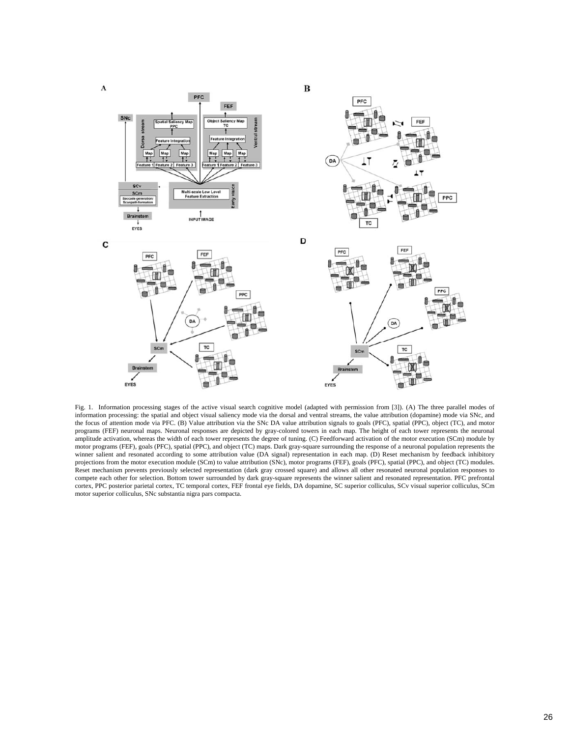Fig. 1. Information processing stages of the active visual search cognitive model (adapted with permission from [3]). (A) The three parallel modes of information processing: the spatial and object visual saliency mode via the dorsal and ventral streams, the value attribution (dopamine) mode via SNc, and the focus of attention mode via PFC. (B) Value attribution via the SNc DA value attribution signals to goals (PFC), spatial (PPC), object (TC), and motor programs (FEF) neuronal maps. Neuronal responses are depicted by gray-colored towers in each map. The height of each tower represents the neuronal amplitude activation, whereas the width of each tower represents the degree of tuning. (C) Feedforward activation of the motor execution (SCm) module by motor programs (FEF), goals (PFC), spatial (PPC), and object (TC) maps. Dark gray-square surrounding the response of a neuronal population represents the winner salient and resonated according to some attribution value (DA signal) representation in each map. (D) Reset mechanism by feedback inhibitory projections from the motor execution module (SCm) to value attribution (SNc), motor programs (FEF), goals (PFC), spatial (PPC), and object (TC) modules. Reset mechanism prevents previously selected representation (dark gray crossed square) and allows all other resonated neuronal population responses to compete each other for selection. Bottom tower surrounded by dark gray-square represents the winner salient and resonated representation. PFC prefrontal cortex, PPC posterior parietal cortex, TC temporal cortex, FEF frontal eye fields, DA dopamine, SC superior colliculus, SCv visual superior colliculus, SCm motor superior colliculus, SNc substantia nigra pars compacta.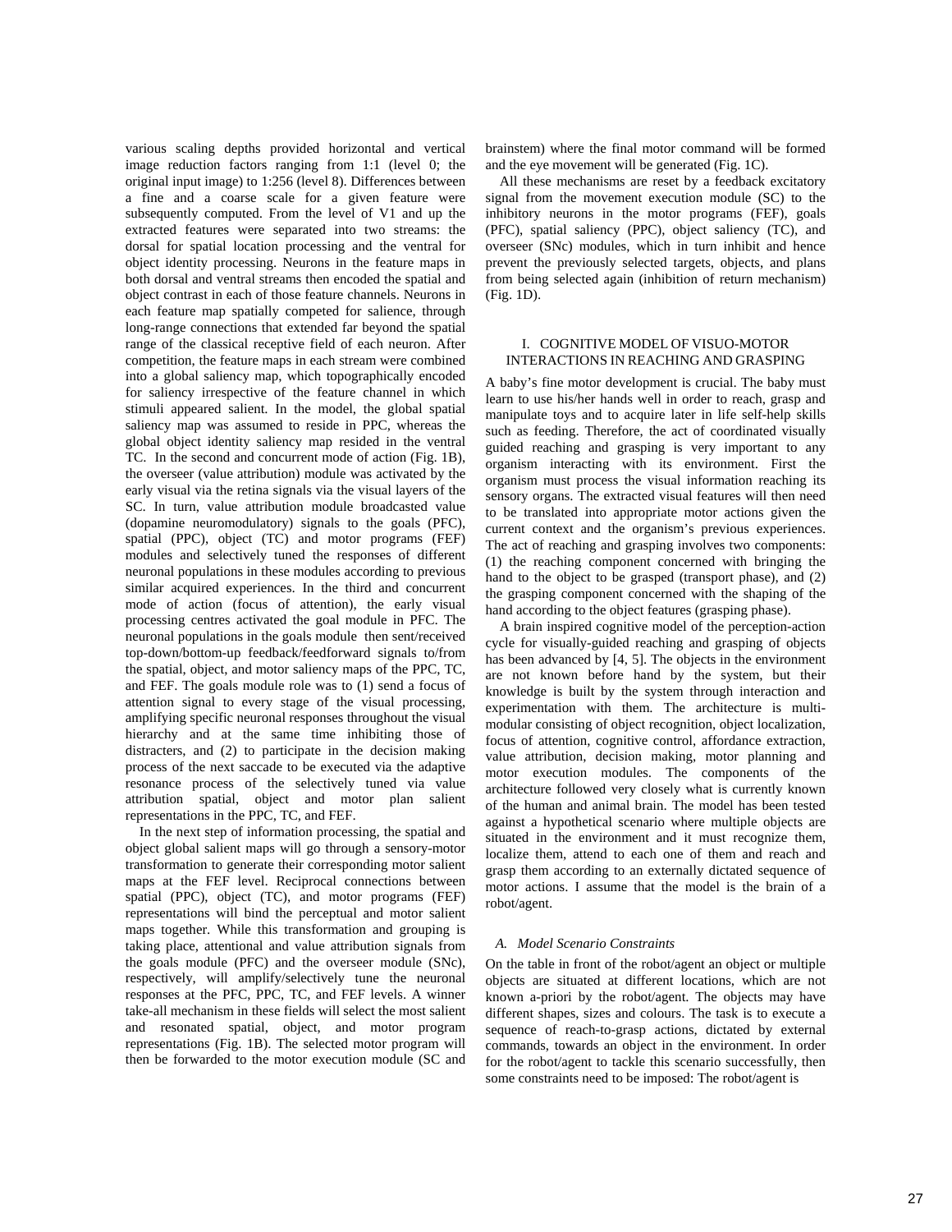various scaling depths provided horizontal and vertical image reduction factors ranging from 1:1 (level 0; the original input image) to 1:256 (level 8). Differences between a fine and a coarse scale for a given feature were subsequently computed. From the level of V1 and up the extracted features were separated into two streams: the dorsal for spatial location processing and the ventral for object identity processing. Neurons in the feature maps in both dorsal and ventral streams then encoded the spatial and object contrast in each of those feature channels. Neurons in each feature map spatially competed for salience, through long-range connections that extended far beyond the spatial range of the classical receptive field of each neuron. After competition, the feature maps in each stream were combined into a global saliency map, which topographically encoded for saliency irrespective of the feature channel in which stimuli appeared salient. In the model, the global spatial saliency map was assumed to reside in PPC, whereas the global object identity saliency map resided in the ventral TC. In the second and concurrent mode of action (Fig. 1B), the overseer (value attribution) module was activated by the early visual via the retina signals via the visual layers of the SC. In turn, value attribution module broadcasted value (dopamine neuromodulatory) signals to the goals (PFC), spatial (PPC), object (TC) and motor programs (FEF) modules and selectively tuned the responses of different neuronal populations in these modules according to previous similar acquired experiences. In the third and concurrent mode of action (focus of attention), the early visual processing centres activated the goal module in PFC. The neuronal populations in the goals module then sent/received top-down/bottom-up feedback/feedforward signals to/from the spatial, object, and motor saliency maps of the PPC, TC, and FEF. The goals module role was to (1) send a focus of attention signal to every stage of the visual processing, amplifying specific neuronal responses throughout the visual hierarchy and at the same time inhibiting those of distracters, and (2) to participate in the decision making process of the next saccade to be executed via the adaptive resonance process of the selectively tuned via value attribution spatial, object and motor plan salient representations in the PPC, TC, and FEF.

In the next step of information processing, the spatial and object global salient maps will go through a sensory-motor transformation to generate their corresponding motor salient maps at the FEF level. Reciprocal connections between spatial (PPC), object (TC), and motor programs (FEF) representations will bind the perceptual and motor salient maps together. While this transformation and grouping is taking place, attentional and value attribution signals from the goals module (PFC) and the overseer module (SNc), respectively, will amplify/selectively tune the neuronal responses at the PFC, PPC, TC, and FEF levels. A winner take-all mechanism in these fields will select the most salient and resonated spatial, object, and motor program representations (Fig. 1B). The selected motor program will then be forwarded to the motor execution module (SC and brainstem) where the final motor command will be formed and the eye movement will be generated (Fig. 1C).

All these mechanisms are reset by a feedback excitatory signal from the movement execution module (SC) to the inhibitory neurons in the motor programs (FEF), goals (PFC), spatial saliency (PPC), object saliency (TC), and overseer (SNc) modules, which in turn inhibit and hence prevent the previously selected targets, objects, and plans from being selected again (inhibition of return mechanism) (Fig. 1D).

# I. Cognitive Model of Visuo-Motor Interactions in Reaching and Grasping

A baby's fine motor development is crucial. The baby must learn to use his/her hands well in order to reach, grasp and manipulate toys and to acquire later in life self-help skills such as feeding. Therefore, the act of coordinated visually guided reaching and grasping is very important to any organism interacting with its environment. First the organism must process the visual information reaching its sensory organs. The extracted visual features will then need to be translated into appropriate motor actions given the current context and the organism's previous experiences. The act of reaching and grasping involves two components: (1) the reaching component concerned with bringing the hand to the object to be grasped (transport phase), and (2) the grasping component concerned with the shaping of the hand according to the object features (grasping phase).

A brain inspired cognitive model of the perception-action cycle for visually-guided reaching and grasping of objects has been advanced by [4, 5]. The objects in the environment are not known before hand by the system, but their knowledge is built by the system through interaction and experimentation with them. The architecture is multi-modular consisting of object recognition, object localization, focus of attention, cognitive control, affordance extraction, value attribution, decision making, motor planning and motor execution modules. The components of the architecture followed very closely what is currently known of the human and animal brain. The model has been tested against a hypothetical scenario where multiple objects are situated in the environment and it must recognize them, localize them, attend to each one of them and reach and grasp them according to an externally dictated sequence of motor actions. I assume that the model is the brain of a robot/agent.

## A. *Model Scenario Constraints*

On the table in front of the robot/agent an object or multiple objects are situated at different locations, which are not known a-priori by the robot/agent. The objects may have different shapes, sizes and colours. The task is to execute a sequence of reach-to-grasp actions, dictated by external commands, towards an object in the environment. In order for the robot/agent to tackle this scenario successfully, then some constraints need to be imposed: The robot/agent is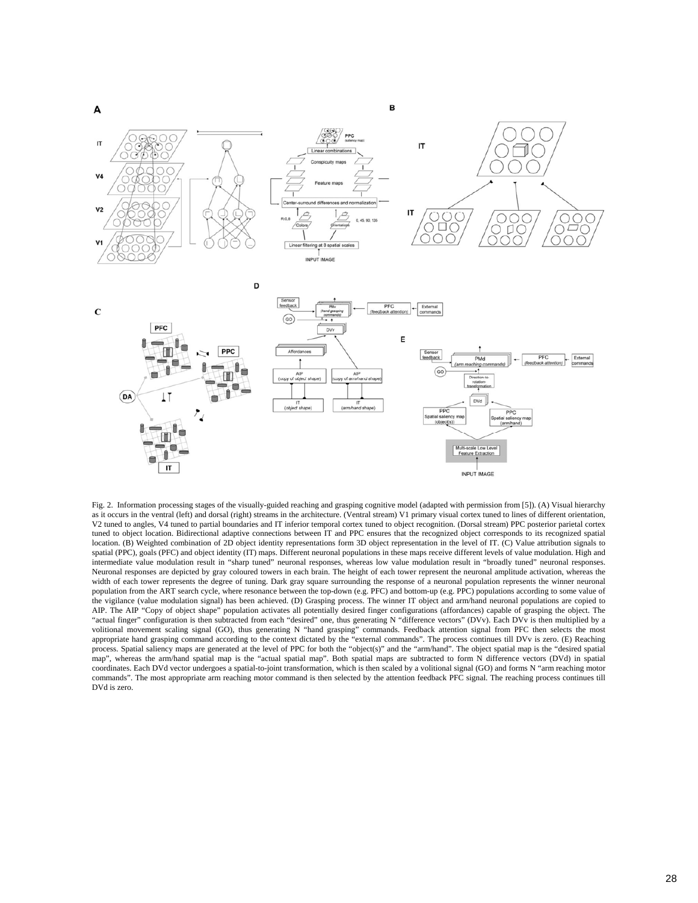Fig. 2. Information processing stages of the visually-guided reaching and grasping cognitive model (adapted with permission from [5]). (A) Visual hierarchy as it occurs in the ventral (left) and dorsal (right) streams in the architecture. (Ventral stream) V1 primary visual cortex tuned to lines of different orientation, V2 tuned to angles, V4 tuned to partial boundaries and IT inferior temporal cortex tuned to object recognition. (Dorsal stream) PPC posterior parietal cortex tuned to object location. Bidirectional adaptive connections between IT and PPC ensures that the recognized object corresponds to its recognized spatial location. (B) Weighted combination of 2D object identity representations form 3D object representation in the level of IT. (C) Value attribution signals to spatial (PPC), goals (PFC) and object identity (IT) maps. Different neuronal populations in these maps receive different levels of value modulation. High and intermediate value modulation result in "sharp tuned" neuronal responses, whereas low value modulation result in "broadly tuned" neuronal responses. Neuronal responses are depicted by gray coloured towers in each brain. The height of each tower represent the neuronal amplitude activation, whereas the width of each tower represents the degree of tuning. Dark gray square surrounding the response of a neuronal population represents the winner neuronal population from the ART search cycle, where resonance between the top-down (e.g. PFC) and bottom-up (e.g. PPC) populations according to some value of the vigilance (value modulation signal) has been achieved. (D) Grasping process. The winner IT object and arm/hand neuronal populations are copied to AIP. The AIP "Copy of object shape" population activates all potentially desired finger configurations (affordances) capable of grasping the object. The "actual finger" configuration is then subtracted from each "desired" one, thus generating N "difference vectors" (DVv). Each DVv is then multiplied by a volitional movement scaling signal (GO), thus generating N "hand grasping" commands. Feedback attention signal from PFC then selects the most appropriate hand grasping command according to the context dictated by the "external commands". The process continues till DVv is zero. (E) Reaching process. Spatial saliency maps are generated at the level of PPC for both the "object(s)" and the "arm/hand". The object spatial map is the "desired spatial map", whereas the arm/hand spatial map is the "actual spatial map". Both spatial maps are subtracted to form N difference vectors (DVd) in spatial coordinates. Each DVd vector undergoes a spatial-to-joint transformation, which is then scaled by a volitional signal (GO) and forms N "arm reaching motor commands". The most appropriate arm reaching motor command is then selected by the attention feedback PFC signal. The reaching process continues till DVd is zero.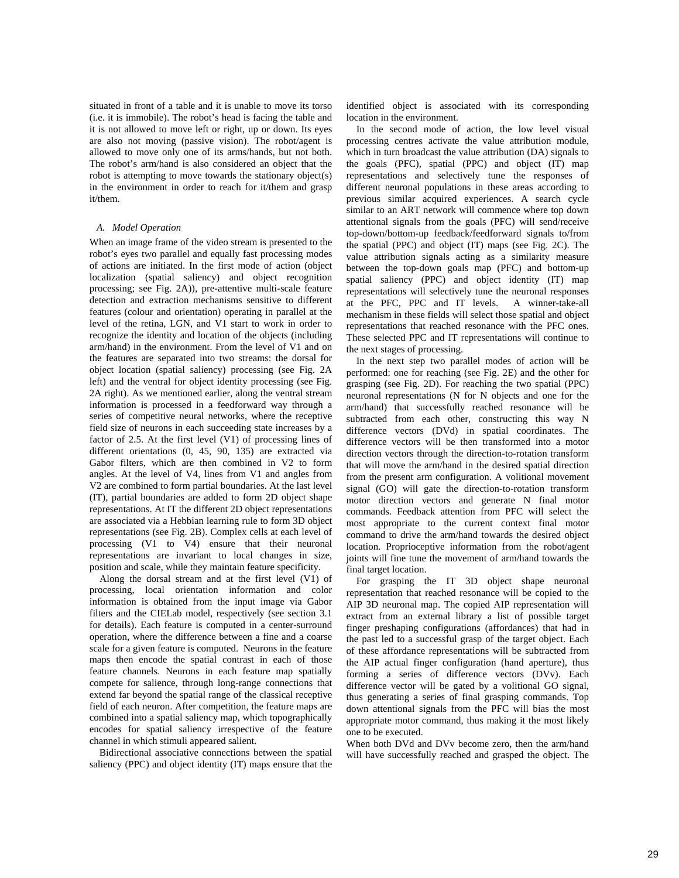situated in front of a table and it is unable to move its torso (i.e. it is immobile). The robot's head is facing the table and it is not allowed to move left or right, up or down. Its eyes are also not moving (passive vision). The robot/agent is allowed to move only one of its arms/hands, but not both. The robot's arm/hand is also considered an object that the robot is attempting to move towards the stationary object(s) in the environment in order to reach for it/them and grasp it/them.

### *A. Model Operation*

When an image frame of the video stream is presented to the robot's eyes two parallel and equally fast processing modes of actions are initiated. In the first mode of action (object localization (spatial saliency) and object recognition processing; see Fig. 2A)), pre-attentive multi-scale feature detection and extraction mechanisms sensitive to different features (colour and orientation) operating in parallel at the level of the retina, LGN, and V1 start to work in order to recognize the identity and location of the objects (including arm/hand) in the environment. From the level of V1 and on the features are separated into two streams: the dorsal for object location (spatial saliency) processing (see Fig. 2A left) and the ventral for object identity processing (see Fig. 2A right). As we mentioned earlier, along the ventral stream information is processed in a feedforward way through a series of competitive neural networks, where the receptive field size of neurons in each succeeding state increases by a factor of 2.5. At the first level (V1) of processing lines of different orientations (0, 45, 90, 135) are extracted via Gabor filters, which are then combined in V2 to form angles. At the level of V4, lines from V1 and angles from V2 are combined to form partial boundaries. At the last level (IT), partial boundaries are added to form 2D object shape representations. At IT the different 2D object representations are associated via a Hebbian learning rule to form 3D object representations (see Fig. 2B). Complex cells at each level of processing (V1 to V4) ensure that their neuronal representations are invariant to local changes in size, position and scale, while they maintain feature specificity.

Along the dorsal stream and at the first level (V1) of processing, local orientation information and color information is obtained from the input image via Gabor filters and the CIELab model, respectively (see section 3.1 for details). Each feature is computed in a center-surround operation, where the difference between a fine and a coarse scale for a given feature is computed. Neurons in the feature maps then encode the spatial contrast in each of those feature channels. Neurons in each feature map spatially compete for salience, through long-range connections that extend far beyond the spatial range of the classical receptive field of each neuron. After competition, the feature maps are combined into a spatial saliency map, which topographically encodes for spatial saliency irrespective of the feature channel in which stimuli appeared salient.

Bidirectional associative connections between the spatial saliency (PPC) and object identity (IT) maps ensure that the identified object is associated with its corresponding location in the environment.

In the second mode of action, the low level visual processing centres activate the value attribution module, which in turn broadcast the value attribution (DA) signals to the goals (PFC), spatial (PPC) and object (IT) map representations and selectively tune the responses of different neuronal populations in these areas according to previous similar acquired experiences. A search cycle similar to an ART network will commence where top down attentional signals from the goals (PFC) will send/receive top-down/bottom-up feedback/feedforward signals to/from the spatial (PPC) and object (IT) maps (see Fig. 2C). The value attribution signals acting as a similarity measure between the top-down goals map (PFC) and bottom-up spatial saliency (PPC) and object identity (IT) map representations will selectively tune the neuronal responses at the PFC, PPC and IT levels. A winner-take-all mechanism in these fields will select those spatial and object representations that reached resonance with the PFC ones. These selected PPC and IT representations will continue to the next stages of processing.

In the next step two parallel modes of action will be performed: one for reaching (see Fig. 2E) and the other for grasping (see Fig. 2D). For reaching the two spatial (PPC) neuronal representations (N for N objects and one for the arm/hand) that successfully reached resonance will be subtracted from each other, constructing this way N difference vectors (DVd) in spatial coordinates. The difference vectors will be then transformed into a motor direction vectors through the direction-to-rotation transform that will move the arm/hand in the desired spatial direction from the present arm configuration. A volitional movement signal (GO) will gate the direction-to-rotation transform motor direction vectors and generate N final motor commands. Feedback attention from PFC will select the most appropriate to the current context final motor command to drive the arm/hand towards the desired object location. Proprioceptive information from the robot/agent joints will fine tune the movement of arm/hand towards the final target location.

For grasping the IT 3D object shape neuronal representation that reached resonance will be copied to the AIP 3D neuronal map. The copied AIP representation will extract from an external library a list of possible target finger preshaping configurations (affordances) that had in the past led to a successful grasp of the target object. Each of these affordance representations will be subtracted from the AIP actual finger configuration (hand aperture), thus forming a series of difference vectors (DVv). Each difference vector will be gated by a volitional GO signal, thus generating a series of final grasping commands. Top down attentional signals from the PFC will bias the most appropriate motor command, thus making it the most likely one to be executed.

When both DVd and DVv become zero, then the arm/hand will have successfully reached and grasped the object. The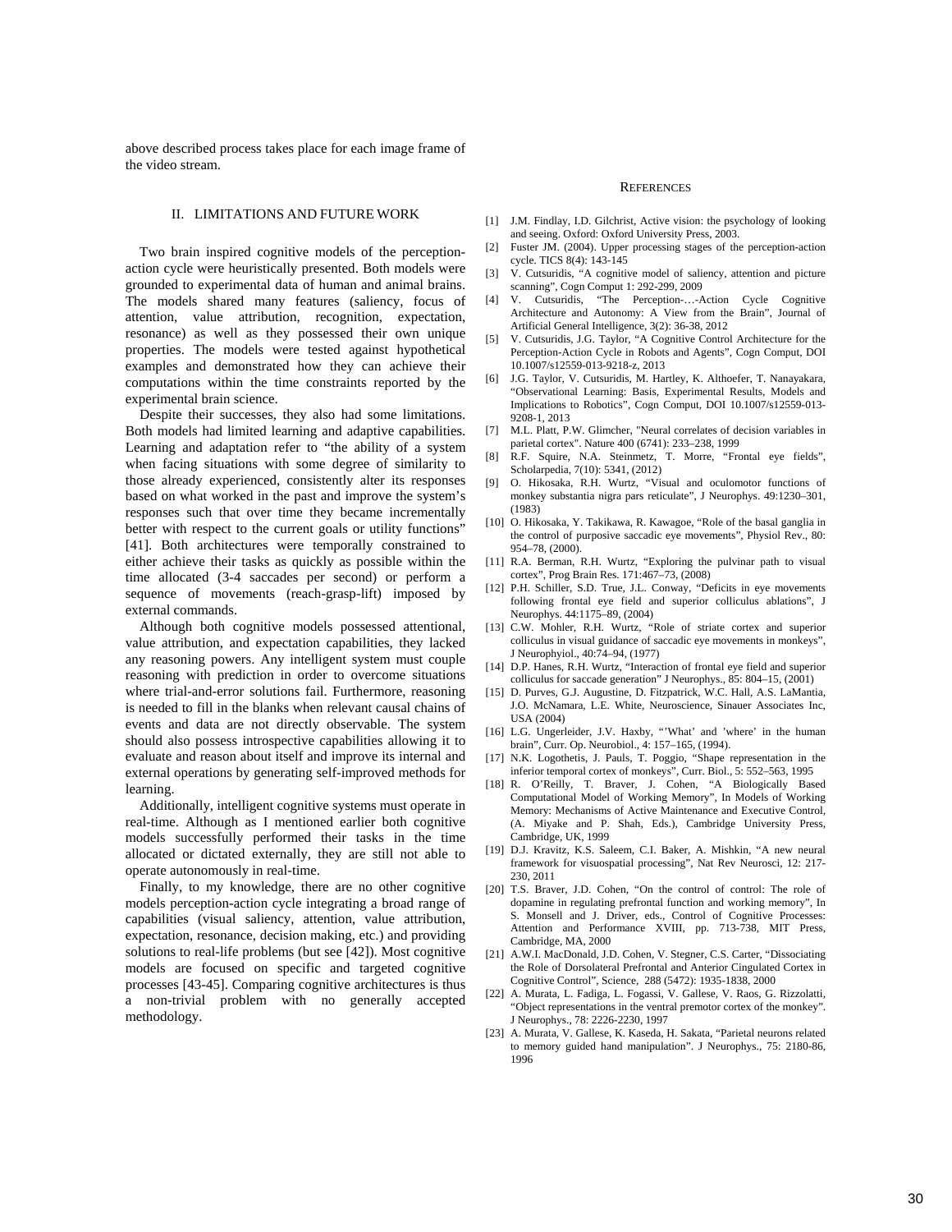above described process takes place for each image frame of the video stream.

## II. LIMITATIONS AND FUTURE WORK

Two brain inspired cognitive models of the perception-action cycle were heuristically presented. Both models were grounded to experimental data of human and animal brains. The models shared many features (saliency, focus of attention, value attribution, recognition, expectation, resonance) as well as they possessed their own unique properties. The models were tested against hypothetical examples and demonstrated how they can achieve their computations within the time constraints reported by the experimental brain science.

Despite their successes, they also had some limitations. Both models had limited learning and adaptive capabilities. Learning and adaptation refer to "the ability of a system when facing situations with some degree of similarity to those already experienced, consistently alter its responses based on what worked in the past and improve the system's responses such that over time they became incrementally better with respect to the current goals or utility functions" [41]. Both architectures were temporally constrained to either achieve their tasks as quickly as possible within the time allocated (3-4 saccades per second) or perform a sequence of movements (reach-grasp-lift) imposed by external commands.

Although both cognitive models possessed attentional, value attribution, and expectation capabilities, they lacked any reasoning powers. Any intelligent system must couple reasoning with prediction in order to overcome situations where trial-and-error solutions fail. Furthermore, reasoning is needed to fill in the blanks when relevant causal chains of events and data are not directly observable. The system should also possess introspective capabilities allowing it to evaluate and reason about itself and improve its internal and external operations by generating self-improved methods for learning.

Additionally, intelligent cognitive systems must operate in real-time. Although as I mentioned earlier both cognitive models successfully performed their tasks in the time allocated or dictated externally, they are still not able to operate autonomously in real-time.

Finally, to my knowledge, there are no other cognitive models perception-action cycle integrating a broad range of capabilities (visual saliency, attention, value attribution, expectation, resonance, decision making, etc.) and providing solutions to real-life problems (but see [42]). Most cognitive models are focused on specific and targeted cognitive processes [43-45]. Comparing cognitive architectures is thus a non-trivial problem with no generally accepted methodology.

## REFERENCES

[1] J.M. Findlay, I.D. Gilchrist, Active vision: the psychology of looking and seeing. Oxford: Oxford University Press, 2003.

[2] Fuster JM. (2004). Upper processing stages of the perception-action cycle. TICS 8(4): 143-145

[3] V. Cutsuridis, "A cognitive model of saliency, attention and picture scanning", Cogn Comput 1: 292-299, 2009

[4] V. Cutsuridis, "The Perception-…-Action Cycle Cognitive Architecture and Autonomy: A View from the Brain", Journal of Artificial General Intelligence, 3(2): 36-38, 2012

[5] V. Cutsuridis, J.G. Taylor, "A Cognitive Control Architecture for the Perception-Action Cycle in Robots and Agents", Cogn Comput, DOI 10.1007/s12559-013-9218-z, 2013

[6] J.G. Taylor, V. Cutsuridis, M. Hartley, K. Althoefer, T. Nanayakara, "Observational Learning: Basis, Experimental Results, Models and Implications to Robotics", Cogn Comput, DOI 10.1007/s12559-013-9208-1, 2013

[7] M.L. Platt, P.W. Glimcher, "Neural correlates of decision variables in parietal cortex". Nature 400 (6741): 233–238, 1999

[8] R.F. Squire, N.A. Steinmetz, T. Morre, "Frontal eye fields", Scholarpedia, 7(10): 5341, (2012)

[9] O. Hikosaka, R.H. Wurtz, "Visual and oculomotor functions of monkey substantia nigra pars reticulate", J Neurophys. 49:1230–301, (1983)

[10] O. Hikosaka, Y. Takikawa, R. Kawagoe, "Role of the basal ganglia in the control of purposive saccadic eye movements", Physiol Rev., 80: 954–78, (2000).

[11] R.A. Berman, R.H. Wurtz, "Exploring the pulvinar path to visual cortex", Prog Brain Res. 171:467–73, (2008)

[12] P.H. Schiller, S.D. True, J.L. Conway, "Deficits in eye movements following frontal eye field and superior colliculus ablations", J Neurophys. 44:1175–89, (2004)

[13] C.W. Mohler, R.H. Wurtz, "Role of striate cortex and superior colliculus in visual guidance of saccadic eye movements in monkeys", J Neurophyiol., 40:74–94, (1977)

[14] D.P. Hanes, R.H. Wurtz, "Interaction of frontal eye field and superior colliculus for saccade generation" J Neurophys., 85: 804–15, (2001)

[15] D. Purves, G.J. Augustine, D. Fitzpatrick, W.C. Hall, A.S. LaMantia, J.O. McNamara, L.E. White, Neuroscience, Sinauer Associates Inc, USA (2004)

[16] L.G. Ungerleider, J.V. Haxby, "'What' and 'where' in the human brain", Curr. Op. Neurobiol., 4: 157–165, (1994).

[17] N.K. Logothetis, J. Pauls, T. Poggio, "Shape representation in the inferior temporal cortex of monkeys", Curr. Biol., 5: 552–563, 1995

[18] R. O'Reilly, T. Braver, J. Cohen, "A Biologically Based Computational Model of Working Memory", In Models of Working Memory: Mechanisms of Active Maintenance and Executive Control, (A. Miyake and P. Shah, Eds.), Cambridge University Press, Cambridge, UK, 1999

[19] D.J. Kravitz, K.S. Saleem, C.I. Baker, A. Mishkin, "A new neural framework for visuospatial processing", Nat Rev Neurosci, 12: 217-230, 2011

[20] T.S. Braver, J.D. Cohen, "On the control of control: The role of dopamine in regulating prefrontal function and working memory", In S. Monsell and J. Driver, eds., Control of Cognitive Processes: Attention and Performance XVIII, pp. 713-738, MIT Press, Cambridge, MA, 2000

[21] A.W.I. MacDonald, J.D. Cohen, V. Stegner, C.S. Carter, "Dissociating the Role of Dorsolateral Prefrontal and Anterior Cingulated Cortex in Cognitive Control", Science, 288 (5472): 1935-1838, 2000

[22] A. Murata, L. Fadiga, L. Fogassi, V. Gallese, V. Raos, G. Rizzolatti, "Object representations in the ventral premotor cortex of the monkey". J Neurophys., 78: 2226-2230, 1997

[23] A. Murata, V. Gallese, K. Kaseda, H. Sakata, "Parietal neurons related to memory guided hand manipulation". J Neurophys., 75: 2180-86, 1996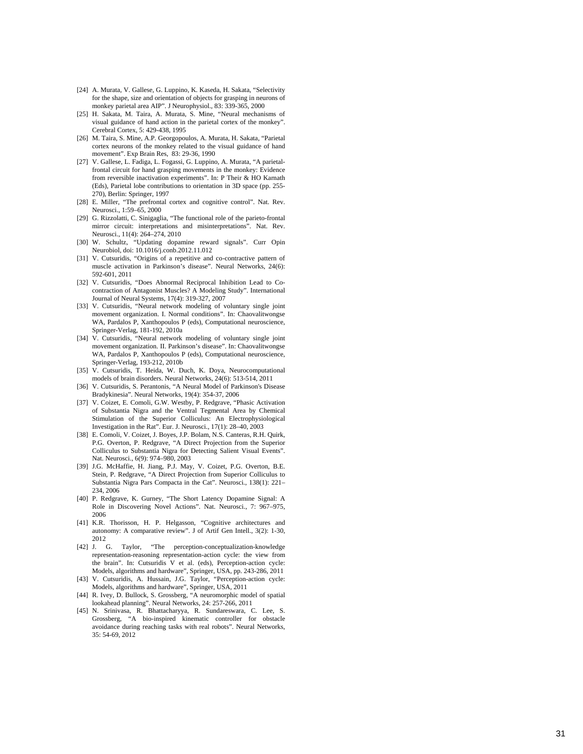[24] A. Murata, V. Gallese, G. Luppino, K. Kaseda, H. Sakata, "Selectivity for the shape, size and orientation of objects for grasping in neurons of monkey parietal area AIP". J Neurophysiol., 83: 339-365, 2000

[25] H. Sakata, M. Taira, A. Murata, S. Mine, "Neural mechanisms of visual guidance of hand action in the parietal cortex of the monkey". Cerebral Cortex, 5: 429-438, 1995

[26] M. Taira, S. Mine, A.P. Georgopoulos, A. Murata, H. Sakata, "Parietal cortex neurons of the monkey related to the visual guidance of hand movement". Exp Brain Res, 83: 29-36, 1990

[27] V. Gallese, L. Fadiga, L. Fogassi, G. Luppino, A. Murata, "A parietal-frontal circuit for hand grasping movements in the monkey: Evidence from reversible inactivation experiments". In: P Their & HO Karnath (Eds), Parietal lobe contributions to orientation in 3D space (pp. 255-270), Berlin: Springer, 1997

[28] E. Miller, "The prefrontal cortex and cognitive control". Nat. Rev. Neurosci., 1:59–65, 2000

[29] G. Rizzolatti, C. Sinigaglia, "The functional role of the parieto-frontal mirror circuit: interpretations and misinterpretations". Nat. Rev. Neurosci., 11(4): 264–274, 2010

[30] W. Schultz, "Updating dopamine reward signals". Curr Opin Neurobiol, doi: 10.1016/j.conb.2012.11.012

[31] V. Cutsuridis, "Origins of a repetitive and co-contractive pattern of muscle activation in Parkinson's disease". Neural Networks, 24(6): 592-601, 2011

[32] V. Cutsuridis, "Does Abnormal Reciprocal Inhibition Lead to Co-contraction of Antagonist Muscles? A Modeling Study". International Journal of Neural Systems, 17(4): 319-327, 2007

[33] V. Cutsuridis, "Neural network modeling of voluntary single joint movement organization. I. Normal conditions". In: Chaovalitwongse WA, Pardalos P, Xanthopoulos P (eds), Computational neuroscience, Springer-Verlag, 181-192, 2010a

[34] V. Cutsuridis, "Neural network modeling of voluntary single joint movement organization. II. Parkinson's disease". In: Chaovalitwongse WA, Pardalos P, Xanthopoulos P (eds), Computational neuroscience, Springer-Verlag, 193-212, 2010b

[35] V. Cutsuridis, T. Heida, W. Duch, K. Doya, Neurocomputational models of brain disorders. Neural Networks, 24(6): 513-514, 2011

[36] V. Cutsuridis, S. Perantonis, "A Neural Model of Parkinson's Disease Bradykinesia". Neural Networks, 19(4): 354-37, 2006

[37] V. Coizet, E. Comoli, G.W. Westby, P. Redgrave, "Phasic Activation of Substantia Nigra and the Ventral Tegmental Area by Chemical Stimulation of the Superior Colliculus: An Electrophysiological Investigation in the Rat". Eur. J. Neurosci., 17(1): 28–40, 2003

[38] E. Comoli, V. Coizet, J. Boyes, J.P. Bolam, N.S. Canteras, R.H. Quirk, P.G. Overton, P. Redgrave, "A Direct Projection from the Superior Colliculus to Substantia Nigra for Detecting Salient Visual Events". Nat. Neurosci., 6(9): 974–980, 2003

[39] J.G. McHaffie, H. Jiang, P.J. May, V. Coizet, P.G. Overton, B.E. Stein, P. Redgrave, "A Direct Projection from Superior Colliculus to Substantia Nigra Pars Compacta in the Cat". Neurosci., 138(1): 221–234, 2006

[40] P. Redgrave, K. Gurney, "The Short Latency Dopamine Signal: A Role in Discovering Novel Actions". Nat. Neurosci., 7: 967–975, 2006

[41] K.R. Thorisson, H. P. Helgasson, "Cognitive architectures and autonomy: A comparative review". J of Artif Gen Intell., 3(2): 1-30, 2012

[42] J. G. Taylor, "The perception-conceptualization-knowledge representation-reasoning representation-action cycle: the view from the brain". In: Cutsuridis V et al. (eds), Perception-action cycle: Models, algorithms and hardware", Springer, USA, pp. 243-286, 2011

[43] V. Cutsuridis, A. Hussain, J.G. Taylor, "Perception-action cycle: Models, algorithms and hardware", Springer, USA, 2011

[44] R. Ivey, D. Bullock, S. Grossberg, "A neuromorphic model of spatial lookahead planning". Neural Networks, 24: 257-266, 2011

[45] N. Srinivasa, R. Bhattacharyya, R. Sundareswara, C. Lee, S. Grossberg, "A bio-inspired kinematic controller for obstacle avoidance during reaching tasks with real robots". Neural Networks, 35: 54-69, 2012